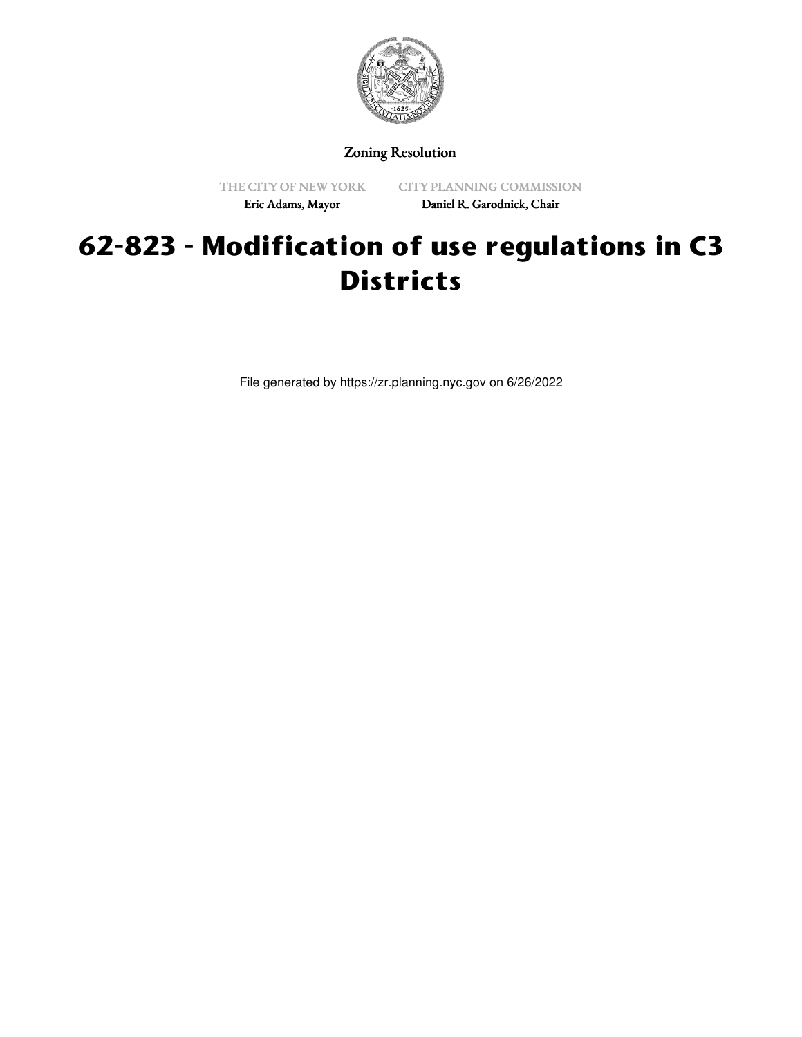Zoning Resolution

THE CITY OF NEW YORK
Eric Adams, Mayor

CITY PLANNING COMMISSION
Daniel R. Garodnick, Chair

# 62-823 - Modification of use regulations in C3 Districts

File generated by https://zr.planning.nyc.gov on 6/26/2022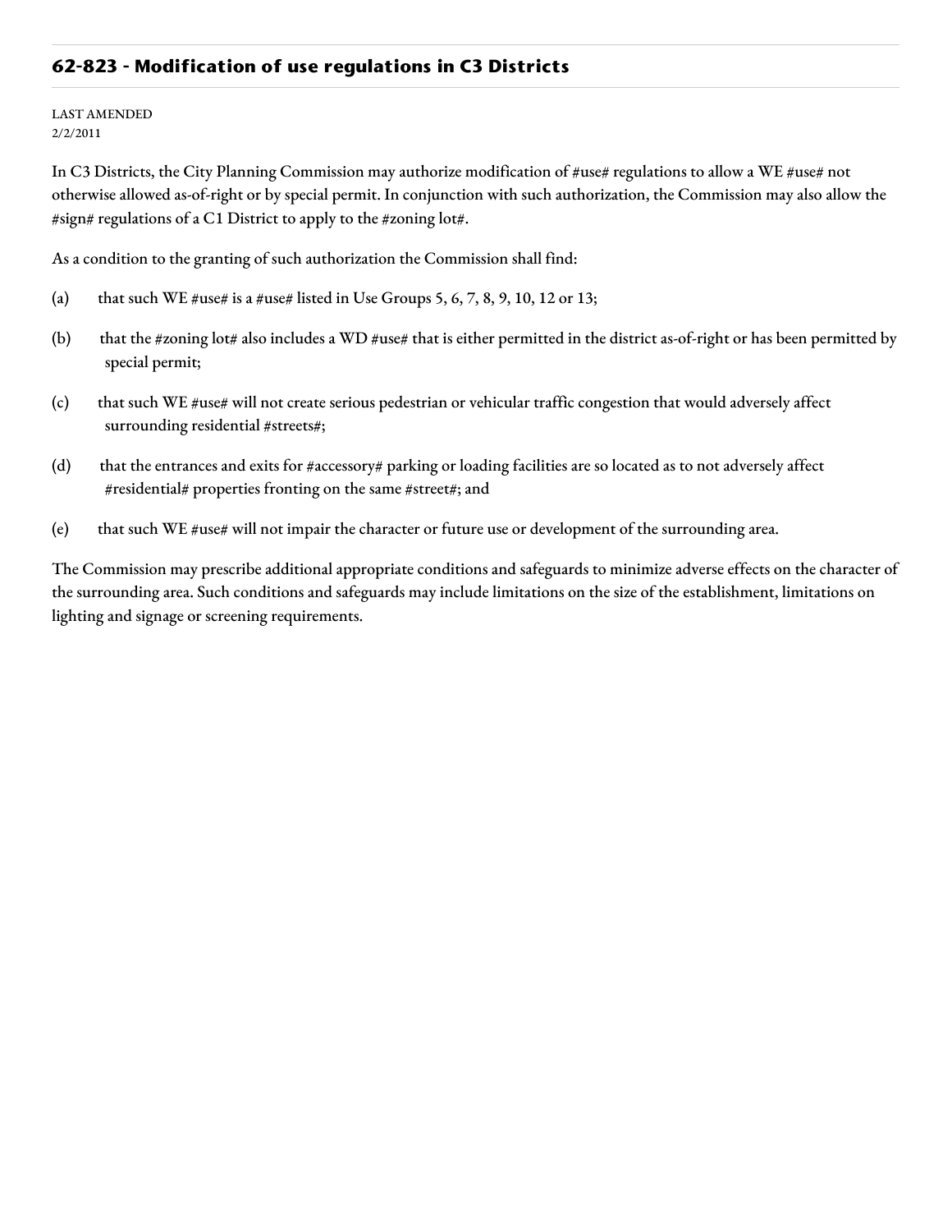## 62-823 - Modification of use regulations in C3 Districts

LAST AMENDED
2/2/2011

In C3 Districts, the City Planning Commission may authorize modification of #use# regulations to allow a WE #use# not otherwise allowed as-of-right or by special permit. In conjunction with such authorization, the Commission may also allow the #sign# regulations of a C1 District to apply to the #zoning lot#.

As a condition to the granting of such authorization the Commission shall find:

(a) that such WE #use# is a #use# listed in Use Groups 5, 6, 7, 8, 9, 10, 12 or 13;

(b) that the #zoning lot# also includes a WD #use# that is either permitted in the district as-of-right or has been permitted by special permit;

(c) that such WE #use# will not create serious pedestrian or vehicular traffic congestion that would adversely affect surrounding residential #streets#;

(d) that the entrances and exits for #accessory# parking or loading facilities are so located as to not adversely affect #residential# properties fronting on the same #street#; and

(e) that such WE #use# will not impair the character or future use or development of the surrounding area.

The Commission may prescribe additional appropriate conditions and safeguards to minimize adverse effects on the character of the surrounding area. Such conditions and safeguards may include limitations on the size of the establishment, limitations on lighting and signage or screening requirements.